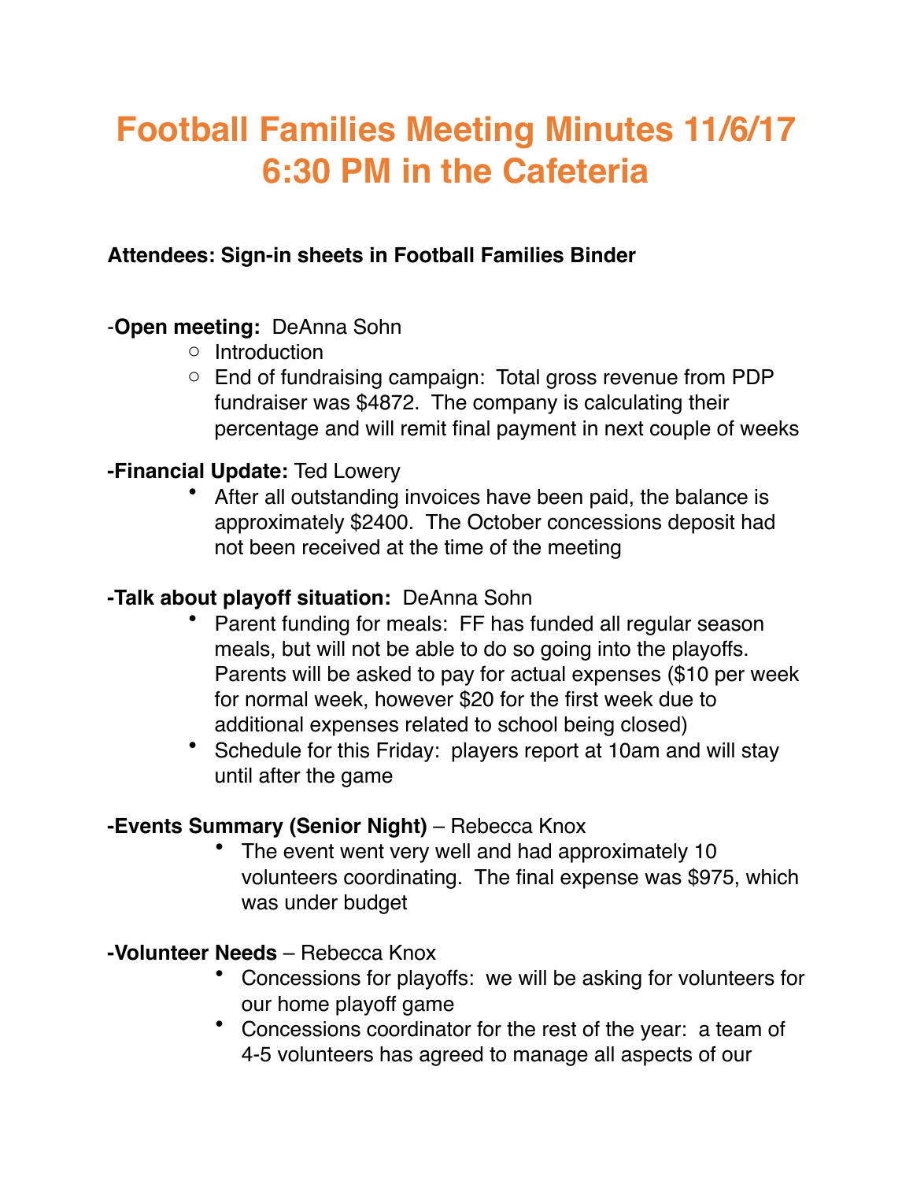# Football Families Meeting Minutes 11/6/17 6:30 PM in the Cafeteria

**Attendees: Sign-in sheets in Football Families Binder**

-**Open meeting:** DeAnna Sohn

- Introduction
- End of fundraising campaign: Total gross revenue from PDP fundraiser was $4872. The company is calculating their percentage and will remit final payment in next couple of weeks

**-Financial Update:** Ted Lowery

- After all outstanding invoices have been paid, the balance is approximately $2400. The October concessions deposit had not been received at the time of the meeting

**-Talk about playoff situation:** DeAnna Sohn

- Parent funding for meals: FF has funded all regular season meals, but will not be able to do so going into the playoffs. Parents will be asked to pay for actual expenses ($10 per week for normal week, however $20 for the first week due to additional expenses related to school being closed)
- Schedule for this Friday: players report at 10am and will stay until after the game

**-Events Summary (Senior Night)** – Rebecca Knox

- The event went very well and had approximately 10 volunteers coordinating. The final expense was $975, which was under budget

**-Volunteer Needs** – Rebecca Knox

- Concessions for playoffs: we will be asking for volunteers for our home playoff game
- Concessions coordinator for the rest of the year: a team of 4-5 volunteers has agreed to manage all aspects of our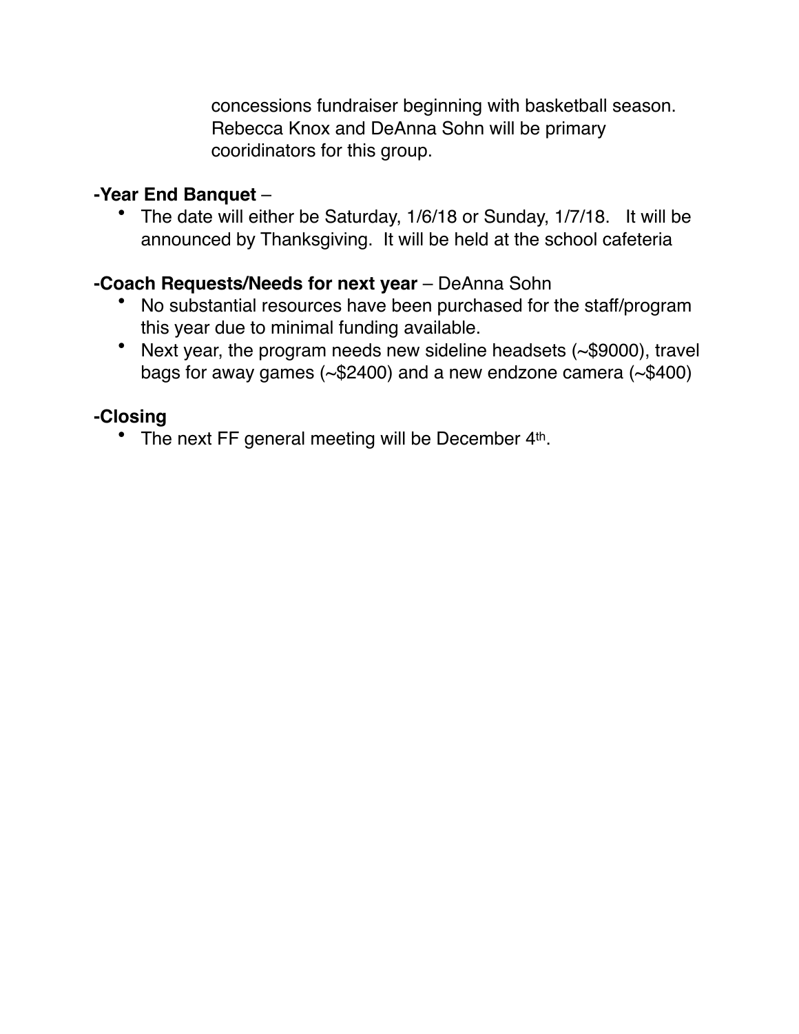concessions fundraiser beginning with basketball season. Rebecca Knox and DeAnna Sohn will be primary cooridinators for this group.

**-Year End Banquet** –

- The date will either be Saturday, 1/6/18 or Sunday, 1/7/18. It will be announced by Thanksgiving. It will be held at the school cafeteria

**-Coach Requests/Needs for next year** – DeAnna Sohn

- No substantial resources have been purchased for the staff/program this year due to minimal funding available.
- Next year, the program needs new sideline headsets (~$9000), travel bags for away games (~$2400) and a new endzone camera (~$400)

**-Closing**

- The next FF general meeting will be December 4th.